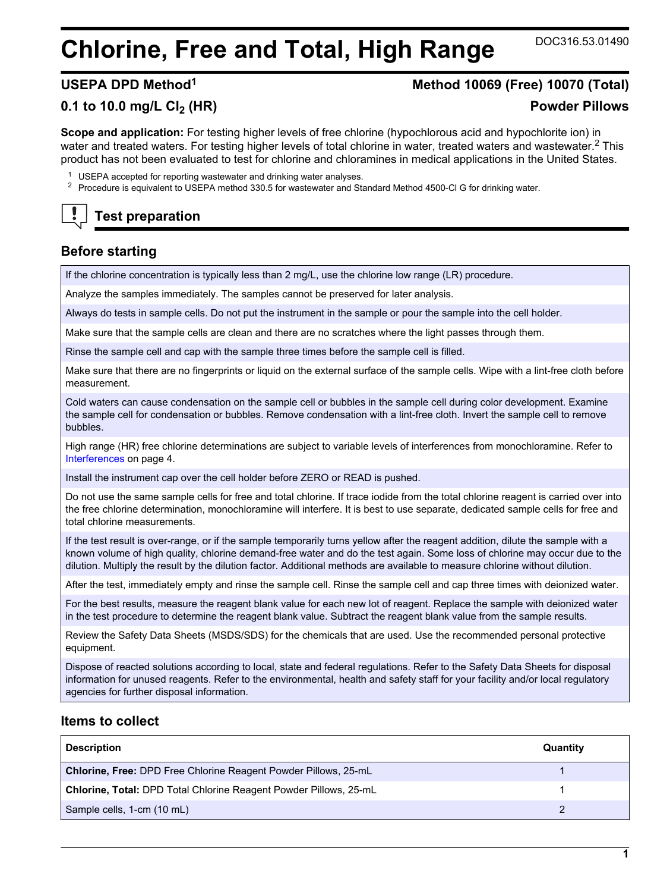# Chlorine, Free and Total, High Range

DOC316.53.01490

## USEPA DPD Method[1]

## Method 10069 (Free) 10070 (Total)

## 0.1 to 10.0 mg/L $Cl_2$ (HR)

## Powder Pillows

**Scope and application:** For testing higher levels of free chlorine (hypochlorous acid and hypochlorite ion) in water and treated waters. For testing higher levels of total chlorine in water, treated waters and wastewater.[2] This product has not been evaluated to test for chlorine and chloramines in medical applications in the United States.

[1] USEPA accepted for reporting wastewater and drinking water analyses.

[2] Procedure is equivalent to USEPA method 330.5 for wastewater and Standard Method 4500-Cl G for drinking water.

## Test preparation

### Before starting

If the chlorine concentration is typically less than 2 mg/L, use the chlorine low range (LR) procedure.

Analyze the samples immediately. The samples cannot be preserved for later analysis.

Always do tests in sample cells. Do not put the instrument in the sample or pour the sample into the cell holder.

Make sure that the sample cells are clean and there are no scratches where the light passes through them.

Rinse the sample cell and cap with the sample three times before the sample cell is filled.

Make sure that there are no fingerprints or liquid on the external surface of the sample cells. Wipe with a lint-free cloth before measurement.

Cold waters can cause condensation on the sample cell or bubbles in the sample cell during color development. Examine the sample cell for condensation or bubbles. Remove condensation with a lint-free cloth. Invert the sample cell to remove bubbles.

High range (HR) free chlorine determinations are subject to variable levels of interferences from monochloramine. Refer to Interferences on page 4.

Install the instrument cap over the cell holder before ZERO or READ is pushed.

Do not use the same sample cells for free and total chlorine. If trace iodide from the total chlorine reagent is carried over into the free chlorine determination, monochloramine will interfere. It is best to use separate, dedicated sample cells for free and total chlorine measurements.

If the test result is over-range, or if the sample temporarily turns yellow after the reagent addition, dilute the sample with a known volume of high quality, chlorine demand-free water and do the test again. Some loss of chlorine may occur due to the dilution. Multiply the result by the dilution factor. Additional methods are available to measure chlorine without dilution.

After the test, immediately empty and rinse the sample cell. Rinse the sample cell and cap three times with deionized water.

For the best results, measure the reagent blank value for each new lot of reagent. Replace the sample with deionized water in the test procedure to determine the reagent blank value. Subtract the reagent blank value from the sample results.

Review the Safety Data Sheets (MSDS/SDS) for the chemicals that are used. Use the recommended personal protective equipment.

Dispose of reacted solutions according to local, state and federal regulations. Refer to the Safety Data Sheets for disposal information for unused reagents. Refer to the environmental, health and safety staff for your facility and/or local regulatory agencies for further disposal information.

### Items to collect

| Description | Quantity |
|---|---|
| **Chlorine, Free:** DPD Free Chlorine Reagent Powder Pillows, 25-mL | 1 |
| **Chlorine, Total:** DPD Total Chlorine Reagent Powder Pillows, 25-mL | 1 |
| Sample cells, 1-cm (10 mL) | 2 |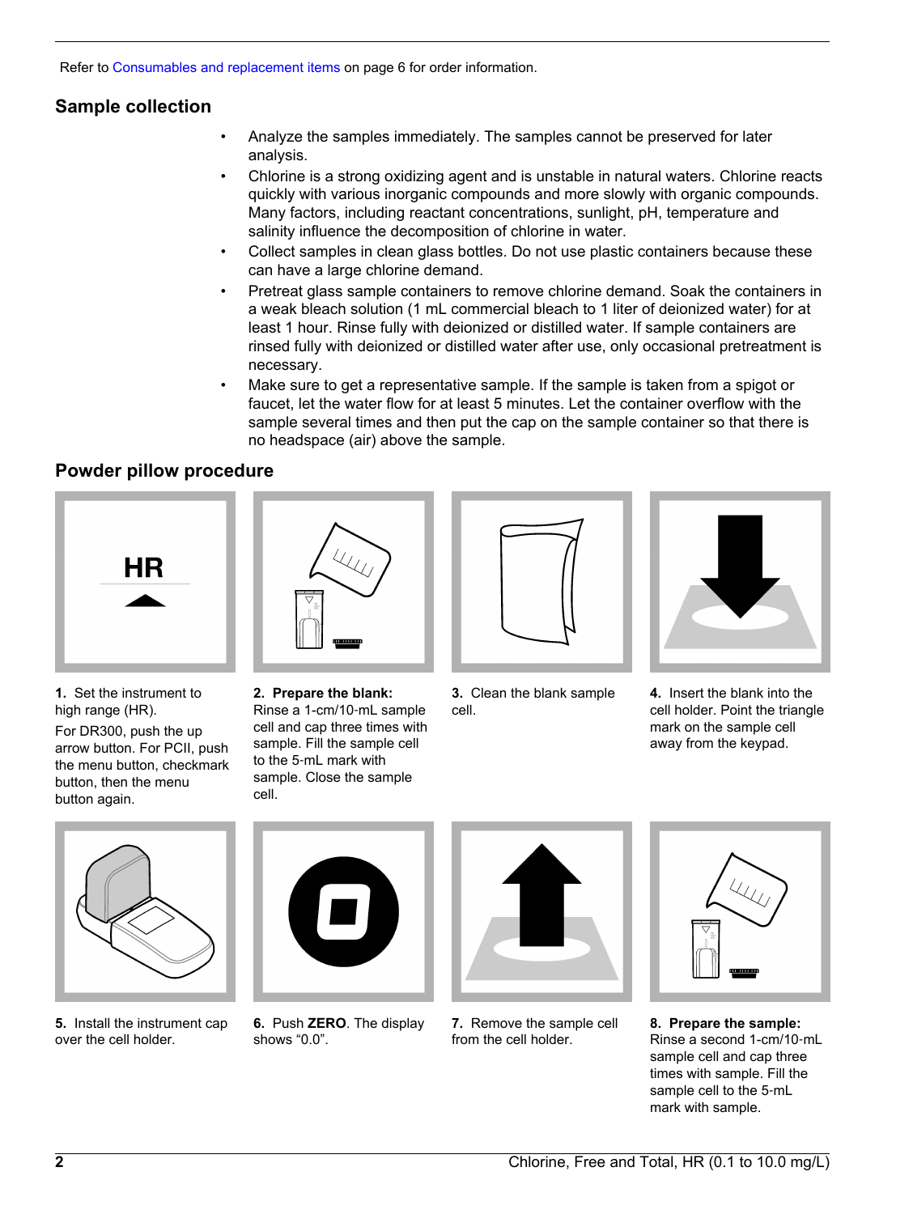Refer to Consumables and replacement items on page 6 for order information.

## Sample collection

- Analyze the samples immediately. The samples cannot be preserved for later analysis.
- Chlorine is a strong oxidizing agent and is unstable in natural waters. Chlorine reacts quickly with various inorganic compounds and more slowly with organic compounds. Many factors, including reactant concentrations, sunlight, pH, temperature and salinity influence the decomposition of chlorine in water.
- Collect samples in clean glass bottles. Do not use plastic containers because these can have a large chlorine demand.
- Pretreat glass sample containers to remove chlorine demand. Soak the containers in a weak bleach solution (1 mL commercial bleach to 1 liter of deionized water) for at least 1 hour. Rinse fully with deionized or distilled water. If sample containers are rinsed fully with deionized or distilled water after use, only occasional pretreatment is necessary.
- Make sure to get a representative sample. If the sample is taken from a spigot or faucet, let the water flow for at least 5 minutes. Let the container overflow with the sample several times and then put the cap on the sample container so that there is no headspace (air) above the sample.

## Powder pillow procedure

**1.** Set the instrument to high range (HR).

For DR300, push the up arrow button. For PCII, push the menu button, checkmark button, then the menu button again.

**2. Prepare the blank:** Rinse a 1-cm/10-mL sample cell and cap three times with sample. Fill the sample cell to the 5-mL mark with sample. Close the sample cell.

**3.** Clean the blank sample cell.

**4.** Insert the blank into the cell holder. Point the triangle mark on the sample cell away from the keypad.

**5.** Install the instrument cap over the cell holder.

**6.** Push **ZERO**. The display shows “0.0”.

**7.** Remove the sample cell from the cell holder.

**8. Prepare the sample:** Rinse a second 1-cm/10-mL sample cell and cap three times with sample. Fill the sample cell to the 5-mL mark with sample.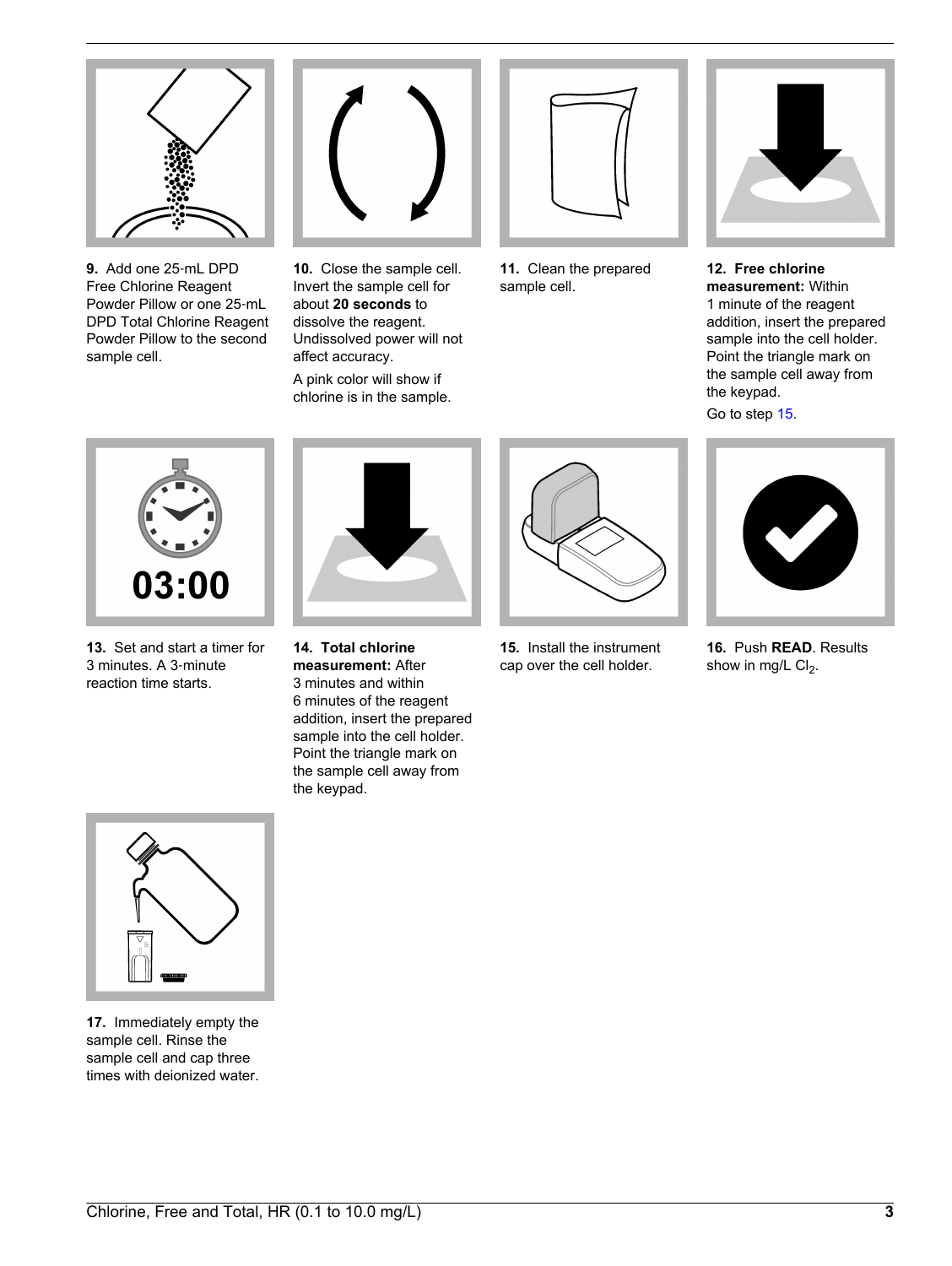9. Add one 25-mL DPD Free Chlorine Reagent Powder Pillow or one 25-mL DPD Total Chlorine Reagent Powder Pillow to the second sample cell.

10. Close the sample cell. Invert the sample cell for about **20 seconds** to dissolve the reagent. Undissolved power will not affect accuracy.

A pink color will show if chlorine is in the sample.

11. Clean the prepared sample cell.

12. **Free chlorine measurement:** Within 1 minute of the reagent addition, insert the prepared sample into the cell holder. Point the triangle mark on the sample cell away from the keypad.

Go to step 15.

13. Set and start a timer for 3 minutes. A 3-minute reaction time starts.

14. **Total chlorine measurement:** After 3 minutes and within 6 minutes of the reagent addition, insert the prepared sample into the cell holder. Point the triangle mark on the sample cell away from the keypad.

15. Install the instrument cap over the cell holder.

16. Push **READ**. Results show in mg/L $Cl_2$.

17. Immediately empty the sample cell. Rinse the sample cell and cap three times with deionized water.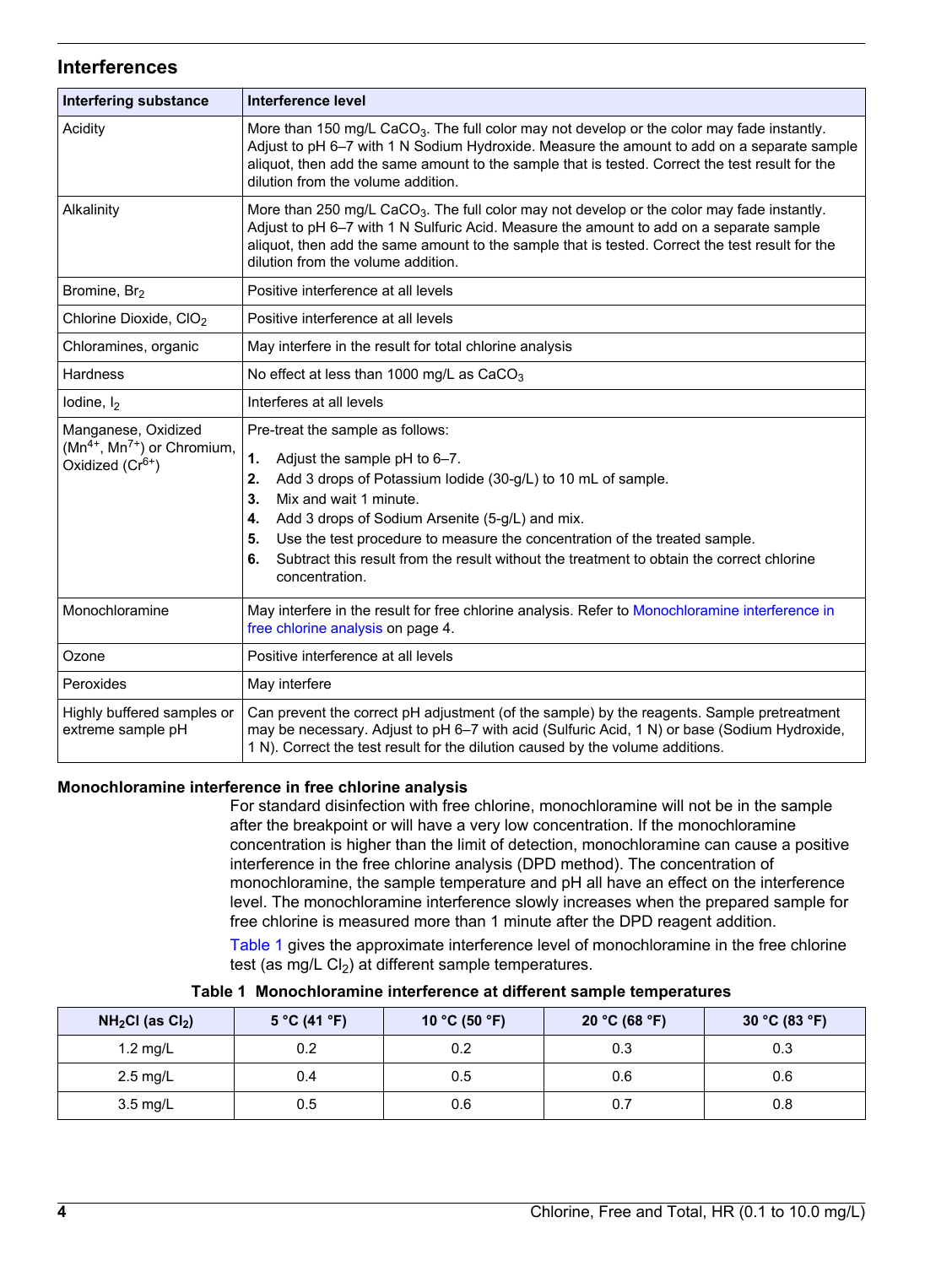## Interferences

| Interfering substance | Interference level |
| --- | --- |
| Acidity | More than 150 mg/L $CaCO_3$. The full color may not develop or the color may fade instantly. Adjust to pH 6–7 with 1 N Sodium Hydroxide. Measure the amount to add on a separate sample aliquot, then add the same amount to the sample that is tested. Correct the test result for the dilution from the volume addition. |
| Alkalinity | More than 250 mg/L $CaCO_3$. The full color may not develop or the color may fade instantly. Adjust to pH 6–7 with 1 N Sulfuric Acid. Measure the amount to add on a separate sample aliquot, then add the same amount to the sample that is tested. Correct the test result for the dilution from the volume addition. |
| Bromine, $Br_2$ | Positive interference at all levels |
| Chlorine Dioxide, $ClO_2$ | Positive interference at all levels |
| Chloramines, organic | May interfere in the result for total chlorine analysis |
| Hardness | No effect at less than 1000 mg/L as $CaCO_3$ |
| Iodine, $I_2$ | Interferes at all levels |
| Manganese, Oxidized ($Mn^{4+}$, $Mn^{7+}$) or Chromium, Oxidized ($Cr^{6+}$) | Pre-treat the sample as follows: 1. Adjust the sample pH to 6–7. 2. Add 3 drops of Potassium Iodide (30-g/L) to 10 mL of sample. 3. Mix and wait 1 minute. 4. Add 3 drops of Sodium Arsenite (5-g/L) and mix. 5. Use the test procedure to measure the concentration of the treated sample. 6. Subtract this result from the result without the treatment to obtain the correct chlorine concentration. |
| Monochloramine | May interfere in the result for free chlorine analysis. Refer to Monochloramine interference in free chlorine analysis on page 4. |
| Ozone | Positive interference at all levels |
| Peroxides | May interfere |
| Highly buffered samples or extreme sample pH | Can prevent the correct pH adjustment (of the sample) by the reagents. Sample pretreatment may be necessary. Adjust to pH 6–7 with acid (Sulfuric Acid, 1 N) or base (Sodium Hydroxide, 1 N). Correct the test result for the dilution caused by the volume additions. |

### Monochloramine interference in free chlorine analysis

For standard disinfection with free chlorine, monochloramine will not be in the sample after the breakpoint or will have a very low concentration. If the monochloramine concentration is higher than the limit of detection, monochloramine can cause a positive interference in the free chlorine analysis (DPD method). The concentration of monochloramine, the sample temperature and pH all have an effect on the interference level. The monochloramine interference slowly increases when the prepared sample for free chlorine is measured more than 1 minute after the DPD reagent addition.

Table 1 gives the approximate interference level of monochloramine in the free chlorine test (as mg/L $Cl_2$) at different sample temperatures.

**Table 1 Monochloramine interference at different sample temperatures**

| $NH_2Cl$ (as $Cl_2$) | 5 °C (41 °F) | 10 °C (50 °F) | 20 °C (68 °F) | 30 °C (83 °F) |
| --- | --- | --- | --- | --- |
| 1.2 mg/L | 0.2 | 0.2 | 0.3 | 0.3 |
| 2.5 mg/L | 0.4 | 0.5 | 0.6 | 0.6 |
| 3.5 mg/L | 0.5 | 0.6 | 0.7 | 0.8 |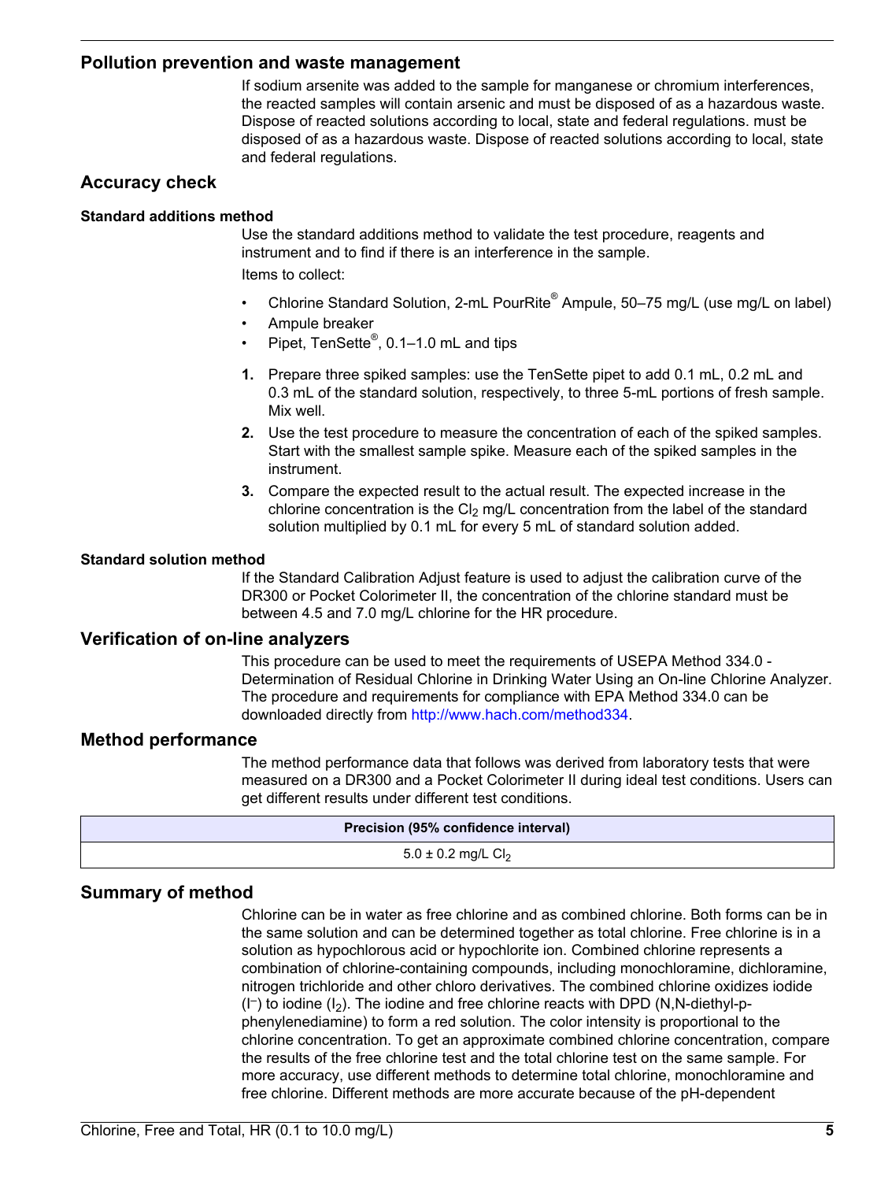## Pollution prevention and waste management

If sodium arsenite was added to the sample for manganese or chromium interferences, the reacted samples will contain arsenic and must be disposed of as a hazardous waste. Dispose of reacted solutions according to local, state and federal regulations. must be disposed of as a hazardous waste. Dispose of reacted solutions according to local, state and federal regulations.

## Accuracy check

### Standard additions method

Use the standard additions method to validate the test procedure, reagents and instrument and to find if there is an interference in the sample.

Items to collect:

- Chlorine Standard Solution, 2-mL PourRite® Ampule, 50–75 mg/L (use mg/L on label)
- Ampule breaker
- Pipet, TenSette®, 0.1–1.0 mL and tips

1. Prepare three spiked samples: use the TenSette pipet to add 0.1 mL, 0.2 mL and 0.3 mL of the standard solution, respectively, to three 5-mL portions of fresh sample. Mix well.
2. Use the test procedure to measure the concentration of each of the spiked samples. Start with the smallest sample spike. Measure each of the spiked samples in the instrument.
3. Compare the expected result to the actual result. The expected increase in the chlorine concentration is the $Cl_2$ mg/L concentration from the label of the standard solution multiplied by 0.1 mL for every 5 mL of standard solution added.

### Standard solution method

If the Standard Calibration Adjust feature is used to adjust the calibration curve of the DR300 or Pocket Colorimeter II, the concentration of the chlorine standard must be between 4.5 and 7.0 mg/L chlorine for the HR procedure.

## Verification of on-line analyzers

This procedure can be used to meet the requirements of USEPA Method 334.0 - Determination of Residual Chlorine in Drinking Water Using an On-line Chlorine Analyzer. The procedure and requirements for compliance with EPA Method 334.0 can be downloaded directly from http://www.hach.com/method334.

## Method performance

The method performance data that follows was derived from laboratory tests that were measured on a DR300 and a Pocket Colorimeter II during ideal test conditions. Users can get different results under different test conditions.

| Precision (95% confidence interval) |
| --- |
| 5.0 ± 0.2 mg/L $Cl_2$ |

## Summary of method

Chlorine can be in water as free chlorine and as combined chlorine. Both forms can be in the same solution and can be determined together as total chlorine. Free chlorine is in a solution as hypochlorous acid or hypochlorite ion. Combined chlorine represents a combination of chlorine-containing compounds, including monochloramine, dichloramine, nitrogen trichloride and other chloro derivatives. The combined chlorine oxidizes iodide ($I^-$) to iodine ($I_2$). The iodine and free chlorine reacts with DPD (N,N-diethyl-p-phenylenediamine) to form a red solution. The color intensity is proportional to the chlorine concentration. To get an approximate combined chlorine concentration, compare the results of the free chlorine test and the total chlorine test on the same sample. For more accuracy, use different methods to determine total chlorine, monochloramine and free chlorine. Different methods are more accurate because of the pH-dependent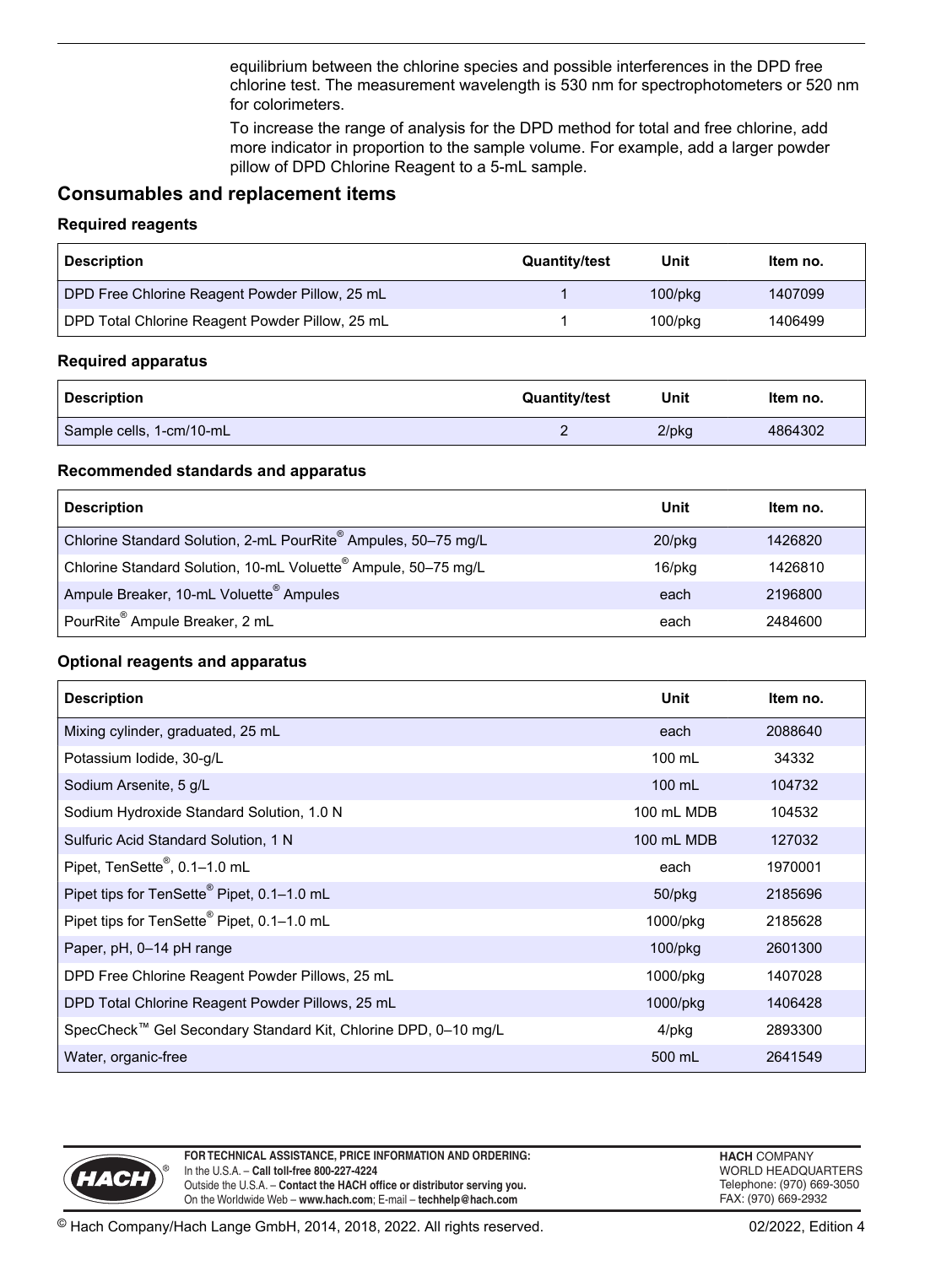equilibrium between the chlorine species and possible interferences in the DPD free chlorine test. The measurement wavelength is 530 nm for spectrophotometers or 520 nm for colorimeters.

To increase the range of analysis for the DPD method for total and free chlorine, add more indicator in proportion to the sample volume. For example, add a larger powder pillow of DPD Chlorine Reagent to a 5-mL sample.

## Consumables and replacement items

### Required reagents

| Description | Quantity/test | Unit | Item no. |
| --- | --- | --- | --- |
| DPD Free Chlorine Reagent Powder Pillow, 25 mL | 1 | 100/pkg | 1407099 |
| DPD Total Chlorine Reagent Powder Pillow, 25 mL | 1 | 100/pkg | 1406499 |

### Required apparatus

| Description | Quantity/test | Unit | Item no. |
| --- | --- | --- | --- |
| Sample cells, 1-cm/10-mL | 2 | 2/pkg | 4864302 |

### Recommended standards and apparatus

| Description | Unit | Item no. |
| --- | --- | --- |
| Chlorine Standard Solution, 2-mL PourRite® Ampules, 50–75 mg/L | 20/pkg | 1426820 |
| Chlorine Standard Solution, 10-mL Voluette® Ampule, 50–75 mg/L | 16/pkg | 1426810 |
| Ampule Breaker, 10-mL Voluette® Ampules | each | 2196800 |
| PourRite® Ampule Breaker, 2 mL | each | 2484600 |

### Optional reagents and apparatus

| Description | Unit | Item no. |
| --- | --- | --- |
| Mixing cylinder, graduated, 25 mL | each | 2088640 |
| Potassium Iodide, 30-g/L | 100 mL | 34332 |
| Sodium Arsenite, 5 g/L | 100 mL | 104732 |
| Sodium Hydroxide Standard Solution, 1.0 N | 100 mL MDB | 104532 |
| Sulfuric Acid Standard Solution, 1 N | 100 mL MDB | 127032 |
| Pipet, TenSette®, 0.1–1.0 mL | each | 1970001 |
| Pipet tips for TenSette® Pipet, 0.1–1.0 mL | 50/pkg | 2185696 |
| Pipet tips for TenSette® Pipet, 0.1–1.0 mL | 1000/pkg | 2185628 |
| Paper, pH, 0–14 pH range | 100/pkg | 2601300 |
| DPD Free Chlorine Reagent Powder Pillows, 25 mL | 1000/pkg | 1407028 |
| DPD Total Chlorine Reagent Powder Pillows, 25 mL | 1000/pkg | 1406428 |
| SpecCheck™ Gel Secondary Standard Kit, Chlorine DPD, 0–10 mg/L | 4/pkg | 2893300 |
| Water, organic-free | 500 mL | 2641549 |

**FOR TECHNICAL ASSISTANCE, PRICE INFORMATION AND ORDERING:**
In the U.S.A. – **Call toll-free 800-227-4224**
Outside the U.S.A. – **Contact the HACH office or distributor serving you.**
On the Worldwide Web – **www.hach.com**; E-mail – **techhelp@hach.com**

**HACH** COMPANY
WORLD HEADQUARTERS
Telephone: (970) 669-3050
FAX: (970) 669-2932

© Hach Company/Hach Lange GmbH, 2014, 2018, 2022. All rights reserved.

02/2022, Edition 4